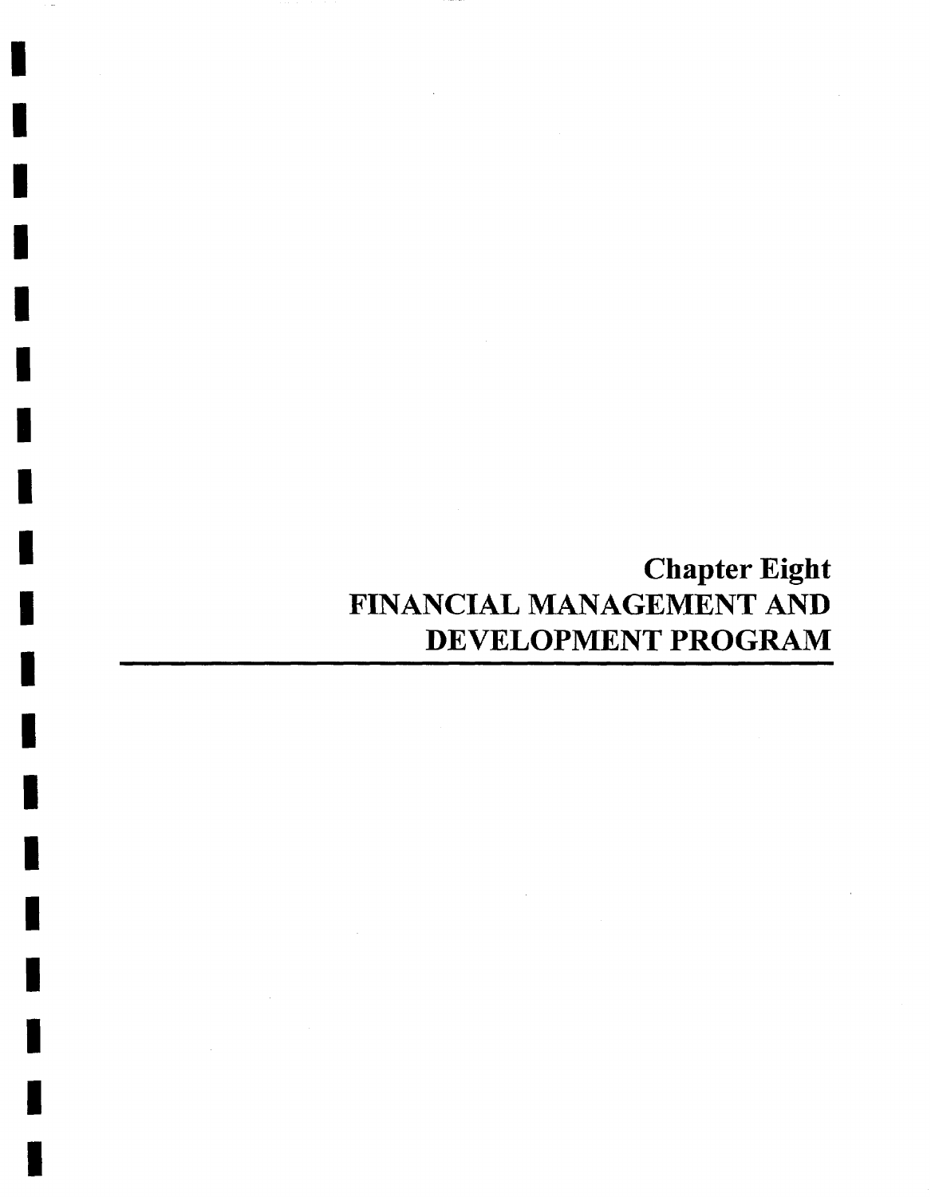# Chapter Eight
# FINANCIAL MANAGEMENT AND DEVELOPMENT PROGRAM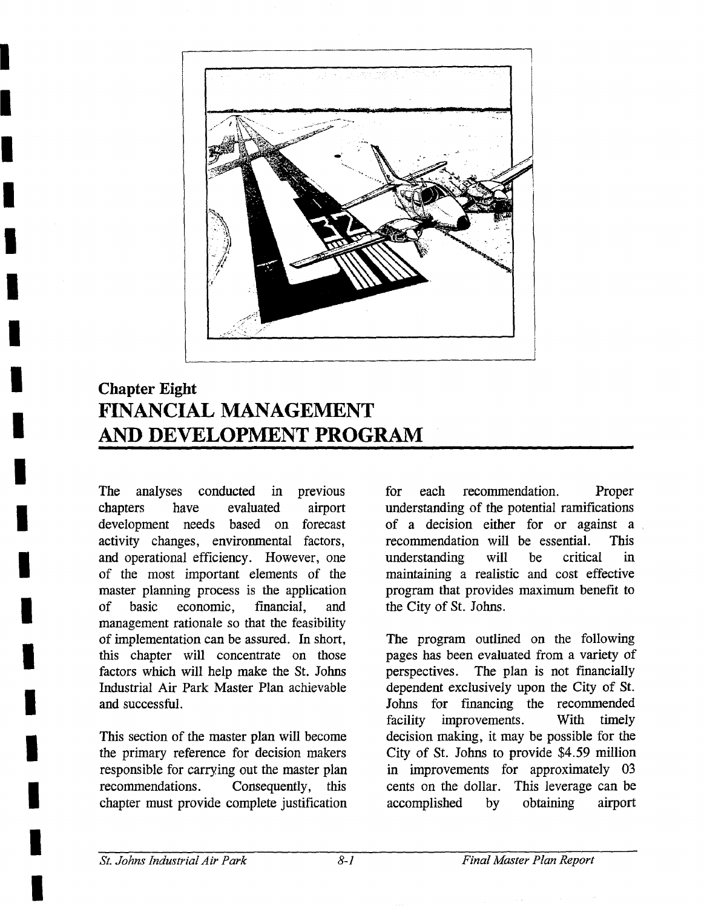## Chapter Eight
# FINANCIAL MANAGEMENT AND DEVELOPMENT PROGRAM

The analyses conducted in previous chapters have evaluated airport development needs based on forecast activity changes, environmental factors, and operational efficiency. However, one of the most important elements of the master planning process is the application of basic economic, financial, and management rationale so that the feasibility of implementation can be assured. In short, this chapter will concentrate on those factors which will help make the St. Johns Industrial Air Park Master Plan achievable and successful.

This section of the master plan will become the primary reference for decision makers responsible for carrying out the master plan recommendations. Consequently, this chapter must provide complete justification for each recommendation. Proper understanding of the potential ramifications of a decision either for or against a recommendation will be essential. This understanding will be critical in maintaining a realistic and cost effective program that provides maximum benefit to the City of St. Johns.

The program outlined on the following pages has been evaluated from a variety of perspectives. The plan is not financially dependent exclusively upon the City of St. Johns for financing the recommended facility improvements. With timely decision making, it may be possible for the City of St. Johns to provide $4.59 million in improvements for approximately 03 cents on the dollar. This leverage can be accomplished by obtaining airport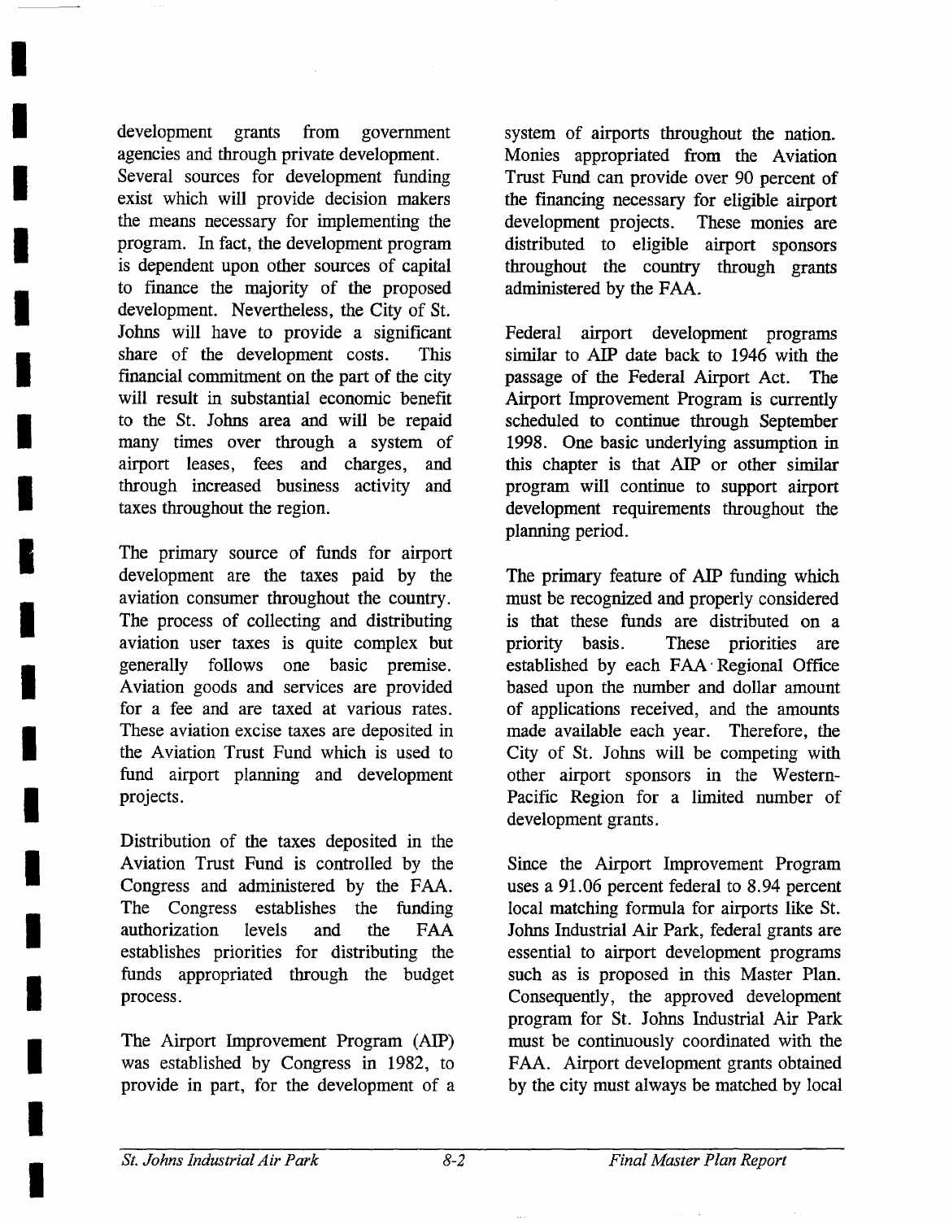development grants from government agencies and through private development. Several sources for development funding exist which will provide decision makers the means necessary for implementing the program. In fact, the development program is dependent upon other sources of capital to finance the majority of the proposed development. Nevertheless, the City of St. Johns will have to provide a significant share of the development costs. This financial commitment on the part of the city will result in substantial economic benefit to the St. Johns area and will be repaid many times over through a system of airport leases, fees and charges, and through increased business activity and taxes throughout the region.

The primary source of funds for airport development are the taxes paid by the aviation consumer throughout the country. The process of collecting and distributing aviation user taxes is quite complex but generally follows one basic premise. Aviation goods and services are provided for a fee and are taxed at various rates. These aviation excise taxes are deposited in the Aviation Trust Fund which is used to fund airport planning and development projects.

Distribution of the taxes deposited in the Aviation Trust Fund is controlled by the Congress and administered by the FAA. The Congress establishes the funding authorization levels and the FAA establishes priorities for distributing the funds appropriated through the budget process.

The Airport Improvement Program (AIP) was established by Congress in 1982, to provide in part, for the development of a system of airports throughout the nation. Monies appropriated from the Aviation Trust Fund can provide over 90 percent of the financing necessary for eligible airport development projects. These monies are distributed to eligible airport sponsors throughout the country through grants administered by the FAA.

Federal airport development programs similar to AIP date back to 1946 with the passage of the Federal Airport Act. The Airport Improvement Program is currently scheduled to continue through September 1998. One basic underlying assumption in this chapter is that AIP or other similar program will continue to support airport development requirements throughout the planning period.

The primary feature of AIP funding which must be recognized and properly considered is that these funds are distributed on a priority basis. These priorities are established by each FAA Regional Office based upon the number and dollar amount of applications received, and the amounts made available each year. Therefore, the City of St. Johns will be competing with other airport sponsors in the Western-Pacific Region for a limited number of development grants.

Since the Airport Improvement Program uses a 91.06 percent federal to 8.94 percent local matching formula for airports like St. Johns Industrial Air Park, federal grants are essential to airport development programs such as is proposed in this Master Plan. Consequently, the approved development program for St. Johns Industrial Air Park must be continuously coordinated with the FAA. Airport development grants obtained by the city must always be matched by local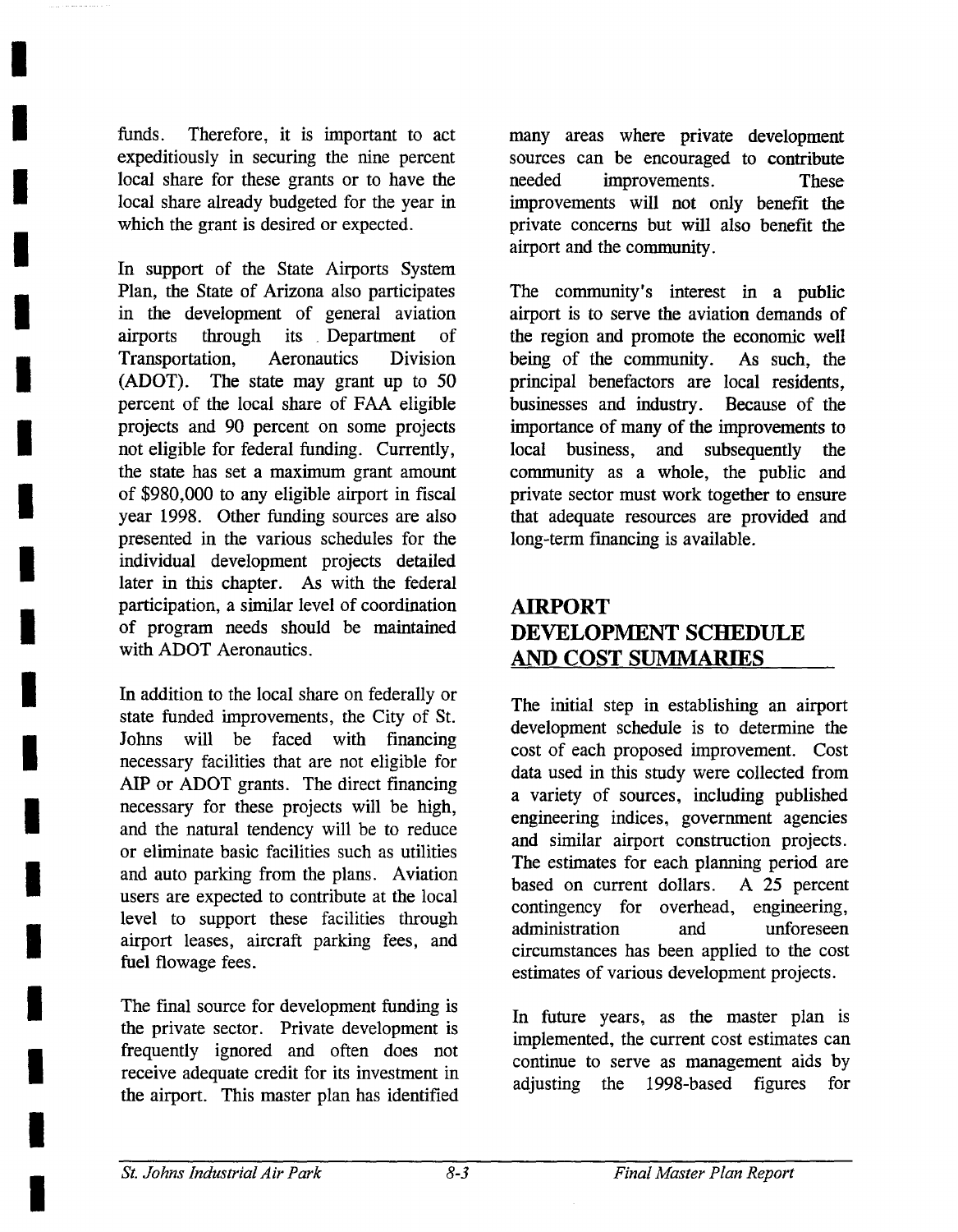funds. Therefore, it is important to act expeditiously in securing the nine percent local share for these grants or to have the local share already budgeted for the year in which the grant is desired or expected.

In support of the State Airports System Plan, the State of Arizona also participates in the development of general aviation airports through its Department of Transportation, Aeronautics Division (ADOT). The state may grant up to 50 percent of the local share of FAA eligible projects and 90 percent on some projects not eligible for federal funding. Currently, the state has set a maximum grant amount of $980,000 to any eligible airport in fiscal year 1998. Other funding sources are also presented in the various schedules for the individual development projects detailed later in this chapter. As with the federal participation, a similar level of coordination of program needs should be maintained with ADOT Aeronautics.

In addition to the local share on federally or state funded improvements, the City of St. Johns will be faced with financing necessary facilities that are not eligible for AIP or ADOT grants. The direct financing necessary for these projects will be high, and the natural tendency will be to reduce or eliminate basic facilities such as utilities and auto parking from the plans. Aviation users are expected to contribute at the local level to support these facilities through airport leases, aircraft parking fees, and fuel flowage fees.

The final source for development funding is the private sector. Private development is frequently ignored and often does not receive adequate credit for its investment in the airport. This master plan has identified many areas where private development sources can be encouraged to contribute needed improvements. These improvements will not only benefit the private concerns but will also benefit the airport and the community.

The community's interest in a public airport is to serve the aviation demands of the region and promote the economic well being of the community. As such, the principal benefactors are local residents, businesses and industry. Because of the importance of many of the improvements to local business, and subsequently the community as a whole, the public and private sector must work together to ensure that adequate resources are provided and long-term financing is available.

## AIRPORT DEVELOPMENT SCHEDULE AND COST SUMMARIES

The initial step in establishing an airport development schedule is to determine the cost of each proposed improvement. Cost data used in this study were collected from a variety of sources, including published engineering indices, government agencies and similar airport construction projects. The estimates for each planning period are based on current dollars. A 25 percent contingency for overhead, engineering, administration and unforeseen circumstances has been applied to the cost estimates of various development projects.

In future years, as the master plan is implemented, the current cost estimates can continue to serve as management aids by adjusting the 1998-based figures for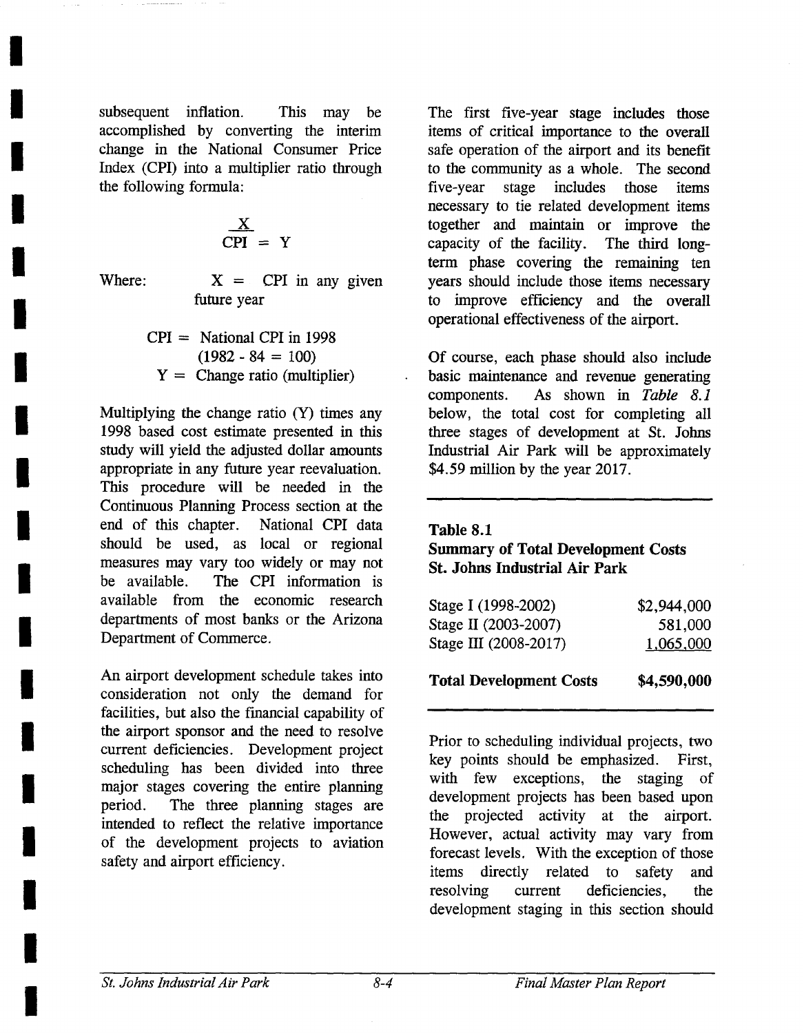subsequent inflation. This may be accomplished by converting the interim change in the National Consumer Price Index (CPI) into a multiplier ratio through the following formula:

$$\frac{X}{CPI} = Y$$

Where: $X$ = CPI in any given future year

$CPI$ = National CPI in 1998 (1982 - 84 = 100)

$Y$ = Change ratio (multiplier)

Multiplying the change ratio (Y) times any 1998 based cost estimate presented in this study will yield the adjusted dollar amounts appropriate in any future year reevaluation. This procedure will be needed in the Continuous Planning Process section at the end of this chapter. National CPI data should be used, as local or regional measures may vary too widely or may not be available. The CPI information is available from the economic research departments of most banks or the Arizona Department of Commerce.

An airport development schedule takes into consideration not only the demand for facilities, but also the financial capability of the airport sponsor and the need to resolve current deficiencies. Development project scheduling has been divided into three major stages covering the entire planning period. The three planning stages are intended to reflect the relative importance of the development projects to aviation safety and airport efficiency.

The first five-year stage includes those items of critical importance to the overall safe operation of the airport and its benefit to the community as a whole. The second five-year stage includes those items necessary to tie related development items together and maintain or improve the capacity of the facility. The third long-term phase covering the remaining ten years should include those items necessary to improve efficiency and the overall operational effectiveness of the airport.

Of course, each phase should also include basic maintenance and revenue generating components. As shown in *Table 8.1* below, the total cost for completing all three stages of development at St. Johns Industrial Air Park will be approximately $4.59 million by the year 2017.

**Table 8.1**
**Summary of Total Development Costs**
**St. Johns Industrial Air Park**

| | |
|---|---|
| Stage I (1998-2002) | $2,944,000 |
| Stage II (2003-2007) | 581,000 |
| Stage III (2008-2017) | 1,065,000 |
| **Total Development Costs** | **$4,590,000** |

Prior to scheduling individual projects, two key points should be emphasized. First, with few exceptions, the staging of development projects has been based upon the projected activity at the airport. However, actual activity may vary from forecast levels. With the exception of those items directly related to safety and resolving current deficiencies, the development staging in this section should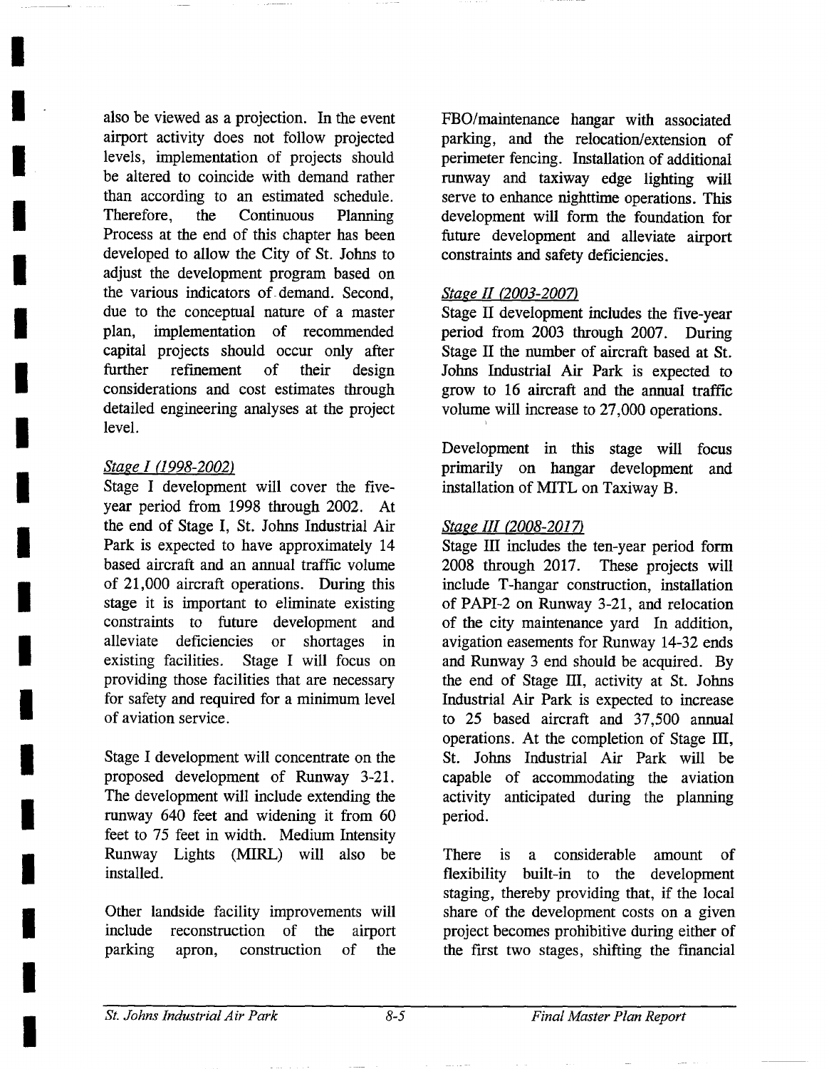also be viewed as a projection. In the event airport activity does not follow projected levels, implementation of projects should be altered to coincide with demand rather than according to an estimated schedule. Therefore, the Continuous Planning Process at the end of this chapter has been developed to allow the City of St. Johns to adjust the development program based on the various indicators of demand. Second, due to the conceptual nature of a master plan, implementation of recommended capital projects should occur only after further refinement of their design considerations and cost estimates through detailed engineering analyses at the project level.

*Stage I (1998-2002)*

Stage I development will cover the five-year period from 1998 through 2002. At the end of Stage I, St. Johns Industrial Air Park is expected to have approximately 14 based aircraft and an annual traffic volume of 21,000 aircraft operations. During this stage it is important to eliminate existing constraints to future development and alleviate deficiencies or shortages in existing facilities. Stage I will focus on providing those facilities that are necessary for safety and required for a minimum level of aviation service.

Stage I development will concentrate on the proposed development of Runway 3-21. The development will include extending the runway 640 feet and widening it from 60 feet to 75 feet in width. Medium Intensity Runway Lights (MIRL) will also be installed.

Other landside facility improvements will include reconstruction of the airport parking apron, construction of the FBO/maintenance hangar with associated parking, and the relocation/extension of perimeter fencing. Installation of additional runway and taxiway edge lighting will serve to enhance nighttime operations. This development will form the foundation for future development and alleviate airport constraints and safety deficiencies.

*Stage II (2003-2007)*

Stage II development includes the five-year period from 2003 through 2007. During Stage II the number of aircraft based at St. Johns Industrial Air Park is expected to grow to 16 aircraft and the annual traffic volume will increase to 27,000 operations.

Development in this stage will focus primarily on hangar development and installation of MITL on Taxiway B.

*Stage III (2008-2017)*

Stage III includes the ten-year period form 2008 through 2017. These projects will include T-hangar construction, installation of PAPI-2 on Runway 3-21, and relocation of the city maintenance yard In addition, avigation easements for Runway 14-32 ends and Runway 3 end should be acquired. By the end of Stage III, activity at St. Johns Industrial Air Park is expected to increase to 25 based aircraft and 37,500 annual operations. At the completion of Stage III, St. Johns Industrial Air Park will be capable of accommodating the aviation activity anticipated during the planning period.

There is a considerable amount of flexibility built-in to the development staging, thereby providing that, if the local share of the development costs on a given project becomes prohibitive during either of the first two stages, shifting the financial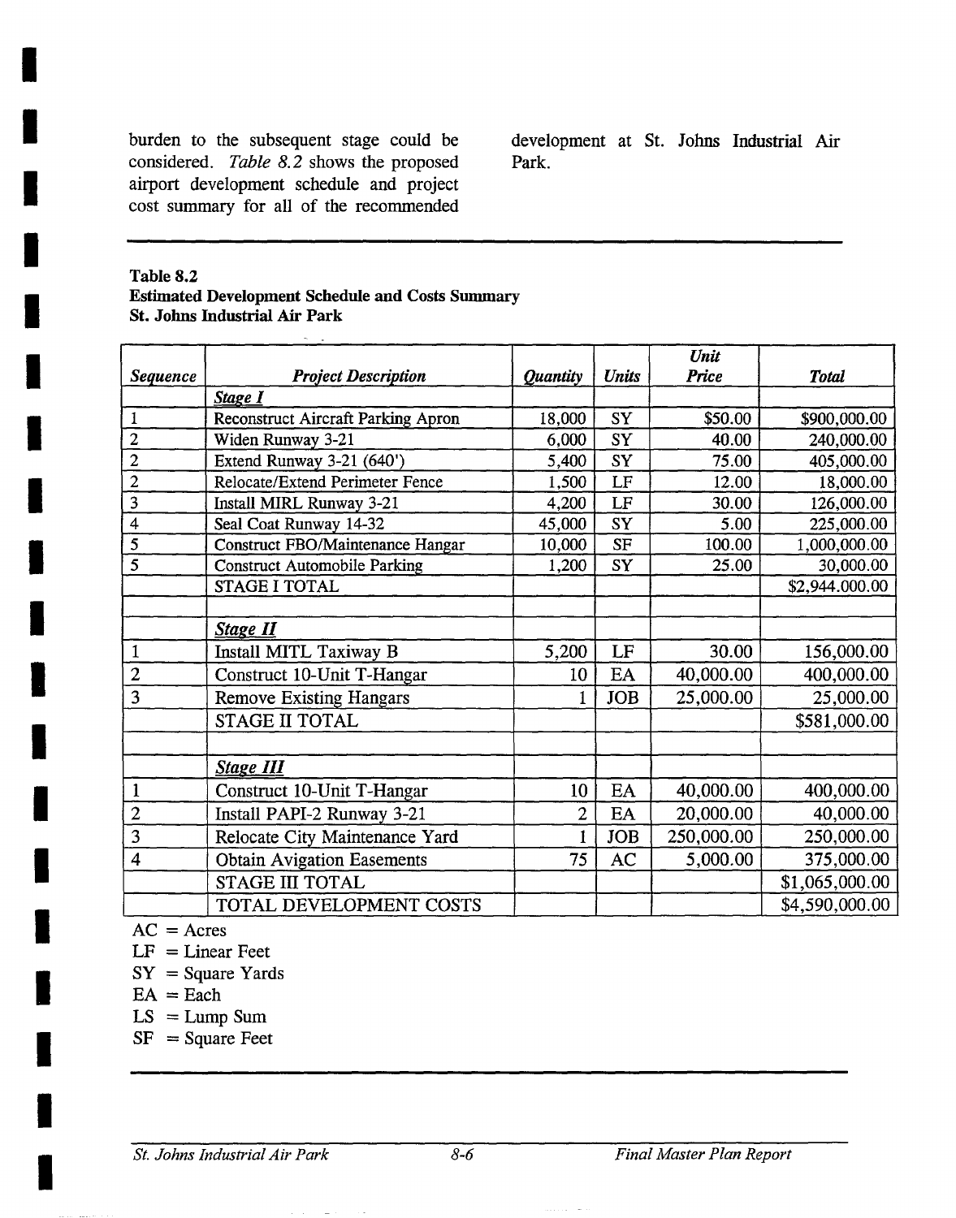burden to the subsequent stage could be considered. *Table 8.2* shows the proposed airport development schedule and project cost summary for all of the recommended development at St. Johns Industrial Air Park.

**Table 8.2**
**Estimated Development Schedule and Costs Summary**
**St. Johns Industrial Air Park**

| *Sequence* | *Project Description* | *Quantity* | *Units* | *Unit Price* | *Total* |
|---|---|---|---|---|---|
| | ***Stage I*** | | | | |
| 1 | Reconstruct Aircraft Parking Apron | 18,000 | SY | $50.00 | $900,000.00 |
| 2 | Widen Runway 3-21 | 6,000 | SY | 40.00 | 240,000.00 |
| 2 | Extend Runway 3-21 (640') | 5,400 | SY | 75.00 | 405,000.00 |
| 2 | Relocate/Extend Perimeter Fence | 1,500 | LF | 12.00 | 18,000.00 |
| 3 | Install MIRL Runway 3-21 | 4,200 | LF | 30.00 | 126,000.00 |
| 4 | Seal Coat Runway 14-32 | 45,000 | SY | 5.00 | 225,000.00 |
| 5 | Construct FBO/Maintenance Hangar | 10,000 | SF | 100.00 | 1,000,000.00 |
| 5 | Construct Automobile Parking | 1,200 | SY | 25.00 | 30,000.00 |
| | STAGE I TOTAL | | | | $2,944.000.00 |
| | | | | | |
| | ***Stage II*** | | | | |
| 1 | Install MITL Taxiway B | 5,200 | LF | 30.00 | 156,000.00 |
| 2 | Construct 10-Unit T-Hangar | 10 | EA | 40,000.00 | 400,000.00 |
| 3 | Remove Existing Hangars | 1 | JOB | 25,000.00 | 25,000.00 |
| | STAGE II TOTAL | | | | $581,000.00 |
| | | | | | |
| | ***Stage III*** | | | | |
| 1 | Construct 10-Unit T-Hangar | 10 | EA | 40,000.00 | 400,000.00 |
| 2 | Install PAPI-2 Runway 3-21 | 2 | EA | 20,000.00 | 40,000.00 |
| 3 | Relocate City Maintenance Yard | 1 | JOB | 250,000.00 | 250,000.00 |
| 4 | Obtain Avigation Easements | 75 | AC | 5,000.00 | 375,000.00 |
| | STAGE III TOTAL | | | | $1,065,000.00 |
| | TOTAL DEVELOPMENT COSTS | | | | $4,590,000.00 |

AC = Acres
LF = Linear Feet
SY = Square Yards
EA = Each
LS = Lump Sum
SF = Square Feet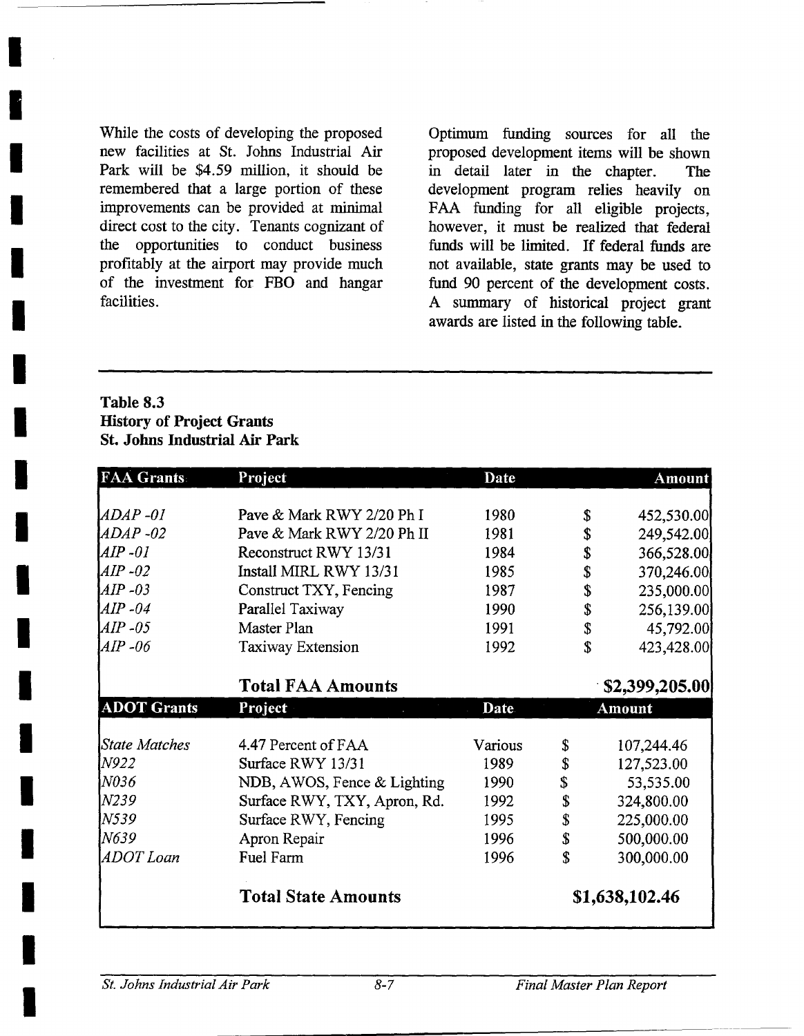While the costs of developing the proposed new facilities at St. Johns Industrial Air Park will be $4.59 million, it should be remembered that a large portion of these improvements can be provided at minimal direct cost to the city. Tenants cognizant of the opportunities to conduct business profitably at the airport may provide much of the investment for FBO and hangar facilities.

Optimum funding sources for all the proposed development items will be shown in detail later in the chapter. The development program relies heavily on FAA funding for all eligible projects, however, it must be realized that federal funds will be limited. If federal funds are not available, state grants may be used to fund 90 percent of the development costs. A summary of historical project grant awards are listed in the following table.

**Table 8.3**
**History of Project Grants**
**St. Johns Industrial Air Park**

| FAA Grants | Project | Date | Amount |
|---|---|---|---|
| *ADAP -01* | Pave & Mark RWY 2/20 Ph I | 1980 | $ 452,530.00 |
| *ADAP -02* | Pave & Mark RWY 2/20 Ph II | 1981 | $ 249,542.00 |
| *AIP -01* | Reconstruct RWY 13/31 | 1984 | $ 366,528.00 |
| *AIP -02* | Install MIRL RWY 13/31 | 1985 | $ 370,246.00 |
| *AIP -03* | Construct TXY, Fencing | 1987 | $ 235,000.00 |
| *AIP -04* | Parallel Taxiway | 1990 | $ 256,139.00 |
| *AIP -05* | Master Plan | 1991 | $ 45,792.00 |
| *AIP -06* | Taxiway Extension | 1992 | $ 423,428.00 |
| | **Total FAA Amounts** | | **$2,399,205.00** |
| **ADOT Grants** | **Project** | **Date** | **Amount** |
| *State Matches* | 4.47 Percent of FAA | Various | $ 107,244.46 |
| *N922* | Surface RWY 13/31 | 1989 | $ 127,523.00 |
| *N036* | NDB, AWOS, Fence & Lighting | 1990 | $ 53,535.00 |
| *N239* | Surface RWY, TXY, Apron, Rd. | 1992 | $ 324,800.00 |
| *N539* | Surface RWY, Fencing | 1995 | $ 225,000.00 |
| *N639* | Apron Repair | 1996 | $ 500,000.00 |
| *ADOT Loan* | Fuel Farm | 1996 | $ 300,000.00 |
| | **Total State Amounts** | | **$1,638,102.46** |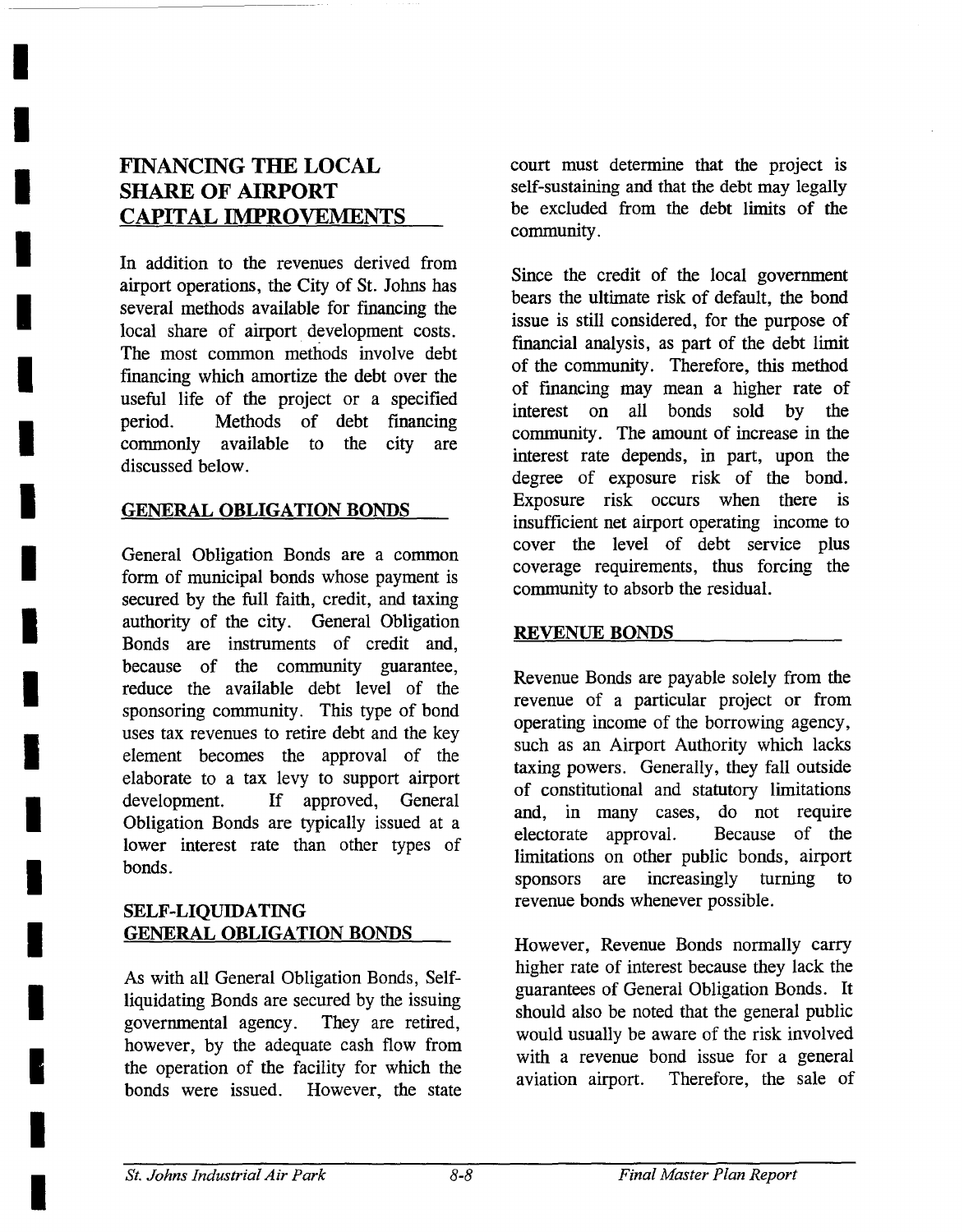## FINANCING THE LOCAL SHARE OF AIRPORT CAPITAL IMPROVEMENTS

In addition to the revenues derived from airport operations, the City of St. Johns has several methods available for financing the local share of airport development costs. The most common methods involve debt financing which amortize the debt over the useful life of the project or a specified period. Methods of debt financing commonly available to the city are discussed below.

### GENERAL OBLIGATION BONDS

General Obligation Bonds are a common form of municipal bonds whose payment is secured by the full faith, credit, and taxing authority of the city. General Obligation Bonds are instruments of credit and, because of the community guarantee, reduce the available debt level of the sponsoring community. This type of bond uses tax revenues to retire debt and the key element becomes the approval of the elaborate to a tax levy to support airport development. If approved, General Obligation Bonds are typically issued at a lower interest rate than other types of bonds.

### SELF-LIQUIDATING GENERAL OBLIGATION BONDS

As with all General Obligation Bonds, Self-liquidating Bonds are secured by the issuing governmental agency. They are retired, however, by the adequate cash flow from the operation of the facility for which the bonds were issued. However, the state court must determine that the project is self-sustaining and that the debt may legally be excluded from the debt limits of the community.

Since the credit of the local government bears the ultimate risk of default, the bond issue is still considered, for the purpose of financial analysis, as part of the debt limit of the community. Therefore, this method of financing may mean a higher rate of interest on all bonds sold by the community. The amount of increase in the interest rate depends, in part, upon the degree of exposure risk of the bond. Exposure risk occurs when there is insufficient net airport operating income to cover the level of debt service plus coverage requirements, thus forcing the community to absorb the residual.

### REVENUE BONDS

Revenue Bonds are payable solely from the revenue of a particular project or from operating income of the borrowing agency, such as an Airport Authority which lacks taxing powers. Generally, they fall outside of constitutional and statutory limitations and, in many cases, do not require electorate approval. Because of the limitations on other public bonds, airport sponsors are increasingly turning to revenue bonds whenever possible.

However, Revenue Bonds normally carry higher rate of interest because they lack the guarantees of General Obligation Bonds. It should also be noted that the general public would usually be aware of the risk involved with a revenue bond issue for a general aviation airport. Therefore, the sale of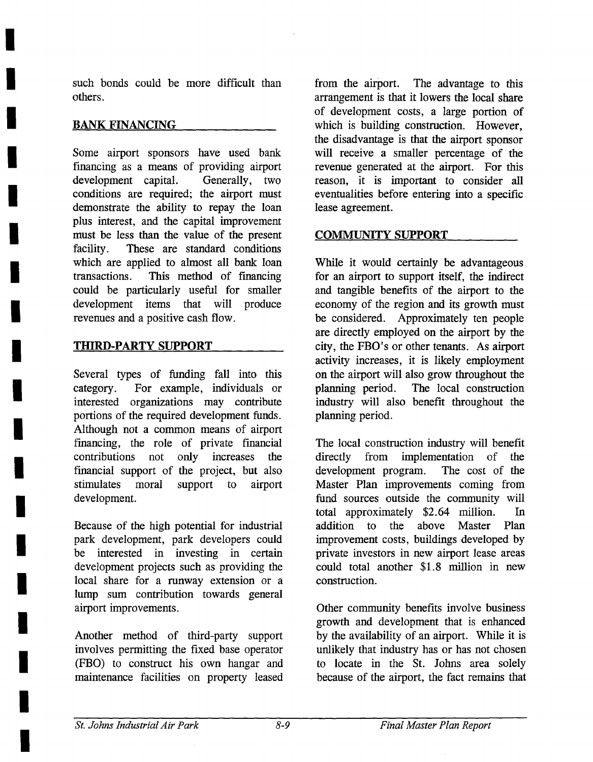such bonds could be more difficult than others.

## BANK FINANCING

Some airport sponsors have used bank financing as a means of providing airport development capital. Generally, two conditions are required; the airport must demonstrate the ability to repay the loan plus interest, and the capital improvement must be less than the value of the present facility. These are standard conditions which are applied to almost all bank loan transactions. This method of financing could be particularly useful for smaller development items that will produce revenues and a positive cash flow.

## THIRD-PARTY SUPPORT

Several types of funding fall into this category. For example, individuals or interested organizations may contribute portions of the required development funds. Although not a common means of airport financing, the role of private financial contributions not only increases the financial support of the project, but also stimulates moral support to airport development.

Because of the high potential for industrial park development, park developers could be interested in investing in certain development projects such as providing the local share for a runway extension or a lump sum contribution towards general airport improvements.

Another method of third-party support involves permitting the fixed base operator (FBO) to construct his own hangar and maintenance facilities on property leased from the airport. The advantage to this arrangement is that it lowers the local share of development costs, a large portion of which is building construction. However, the disadvantage is that the airport sponsor will receive a smaller percentage of the revenue generated at the airport. For this reason, it is important to consider all eventualities before entering into a specific lease agreement.

## COMMUNITY SUPPORT

While it would certainly be advantageous for an airport to support itself, the indirect and tangible benefits of the airport to the economy of the region and its growth must be considered. Approximately ten people are directly employed on the airport by the city, the FBO's or other tenants. As airport activity increases, it is likely employment on the airport will also grow throughout the planning period. The local construction industry will also benefit throughout the planning period.

The local construction industry will benefit directly from implementation of the development program. The cost of the Master Plan improvements coming from fund sources outside the community will total approximately $2.64 million. In addition to the above Master Plan improvement costs, buildings developed by private investors in new airport lease areas could total another $1.8 million in new construction.

Other community benefits involve business growth and development that is enhanced by the availability of an airport. While it is unlikely that industry has or has not chosen to locate in the St. Johns area solely because of the airport, the fact remains that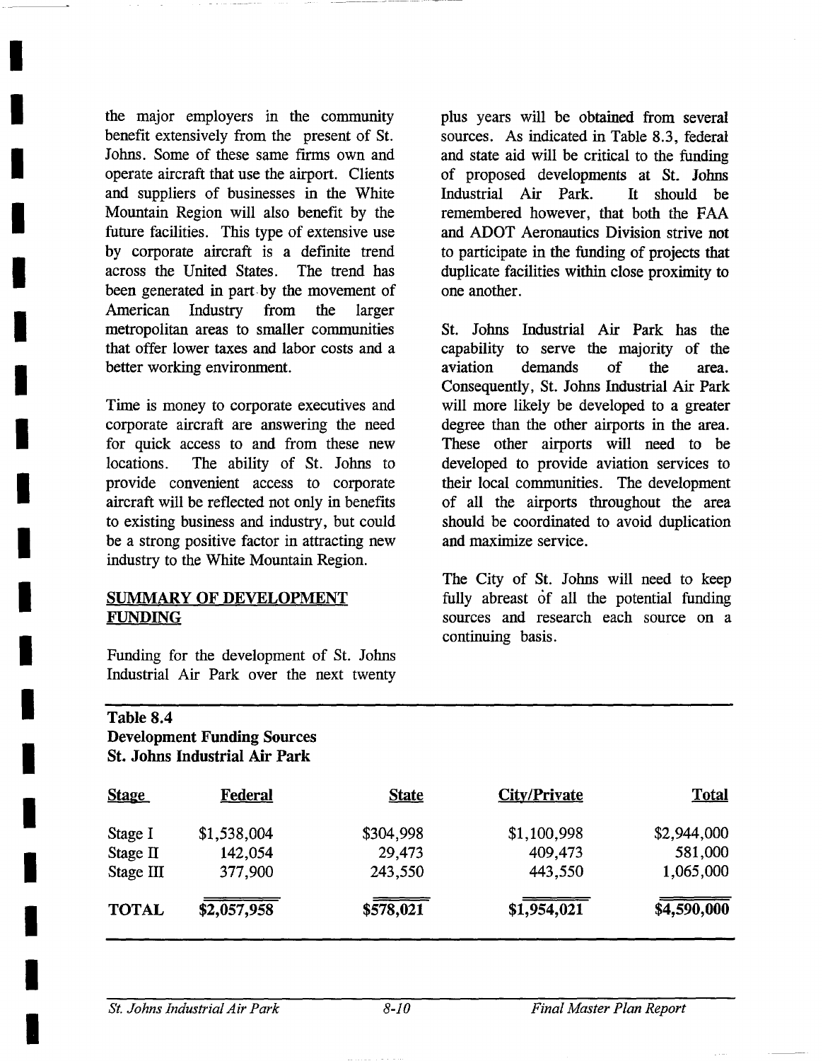the major employers in the community benefit extensively from the present of St. Johns. Some of these same firms own and operate aircraft that use the airport. Clients and suppliers of businesses in the White Mountain Region will also benefit by the future facilities. This type of extensive use by corporate aircraft is a definite trend across the United States. The trend has been generated in part by the movement of American Industry from the larger metropolitan areas to smaller communities that offer lower taxes and labor costs and a better working environment.

Time is money to corporate executives and corporate aircraft are answering the need for quick access to and from these new locations. The ability of St. Johns to provide convenient access to corporate aircraft will be reflected not only in benefits to existing business and industry, but could be a strong positive factor in attracting new industry to the White Mountain Region.

## SUMMARY OF DEVELOPMENT FUNDING

Funding for the development of St. Johns Industrial Air Park over the next twenty plus years will be obtained from several sources. As indicated in Table 8.3, federal and state aid will be critical to the funding of proposed developments at St. Johns Industrial Air Park. It should be remembered however, that both the FAA and ADOT Aeronautics Division strive not to participate in the funding of projects that duplicate facilities within close proximity to one another.

St. Johns Industrial Air Park has the capability to serve the majority of the aviation demands of the area. Consequently, St. Johns Industrial Air Park will more likely be developed to a greater degree than the other airports in the area. These other airports will need to be developed to provide aviation services to their local communities. The development of all the airports throughout the area should be coordinated to avoid duplication and maximize service.

The City of St. Johns will need to keep fully abreast of all the potential funding sources and research each source on a continuing basis.

**Table 8.4**
**Development Funding Sources**
**St. Johns Industrial Air Park**

| Stage | Federal | State | City/Private | Total |
|---|---|---|---|---|
| Stage I | $1,538,004 | $304,998 | $1,100,998 | $2,944,000 |
| Stage II | 142,054 | 29,473 | 409,473 | 581,000 |
| Stage III | 377,900 | 243,550 | 443,550 | 1,065,000 |
| **TOTAL** | **$2,057,958** | **$578,021** | **$1,954,021** | **$4,590,000** |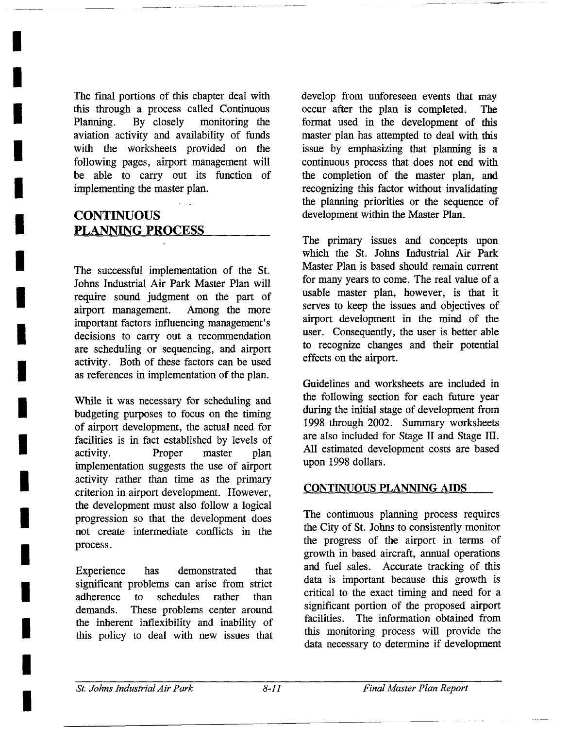The final portions of this chapter deal with this through a process called Continuous Planning. By closely monitoring the aviation activity and availability of funds with the worksheets provided on the following pages, airport management will be able to carry out its function of implementing the master plan.

## CONTINUOUS PLANNING PROCESS

The successful implementation of the St. Johns Industrial Air Park Master Plan will require sound judgment on the part of airport management. Among the more important factors influencing management's decisions to carry out a recommendation are scheduling or sequencing, and airport activity. Both of these factors can be used as references in implementation of the plan.

While it was necessary for scheduling and budgeting purposes to focus on the timing of airport development, the actual need for facilities is in fact established by levels of activity. Proper master plan implementation suggests the use of airport activity rather than time as the primary criterion in airport development. However, the development must also follow a logical progression so that the development does not create intermediate conflicts in the process.

Experience has demonstrated that significant problems can arise from strict adherence to schedules rather than demands. These problems center around the inherent inflexibility and inability of this policy to deal with new issues that develop from unforeseen events that may occur after the plan is completed. The format used in the development of this master plan has attempted to deal with this issue by emphasizing that planning is a continuous process that does not end with the completion of the master plan, and recognizing this factor without invalidating the planning priorities or the sequence of development within the Master Plan.

The primary issues and concepts upon which the St. Johns Industrial Air Park Master Plan is based should remain current for many years to come. The real value of a usable master plan, however, is that it serves to keep the issues and objectives of airport development in the mind of the user. Consequently, the user is better able to recognize changes and their potential effects on the airport.

Guidelines and worksheets are included in the following section for each future year during the initial stage of development from 1998 through 2002. Summary worksheets are also included for Stage II and Stage III. All estimated development costs are based upon 1998 dollars.

### CONTINUOUS PLANNING AIDS

The continuous planning process requires the City of St. Johns to consistently monitor the progress of the airport in terms of growth in based aircraft, annual operations and fuel sales. Accurate tracking of this data is important because this growth is critical to the exact timing and need for a significant portion of the proposed airport facilities. The information obtained from this monitoring process will provide the data necessary to determine if development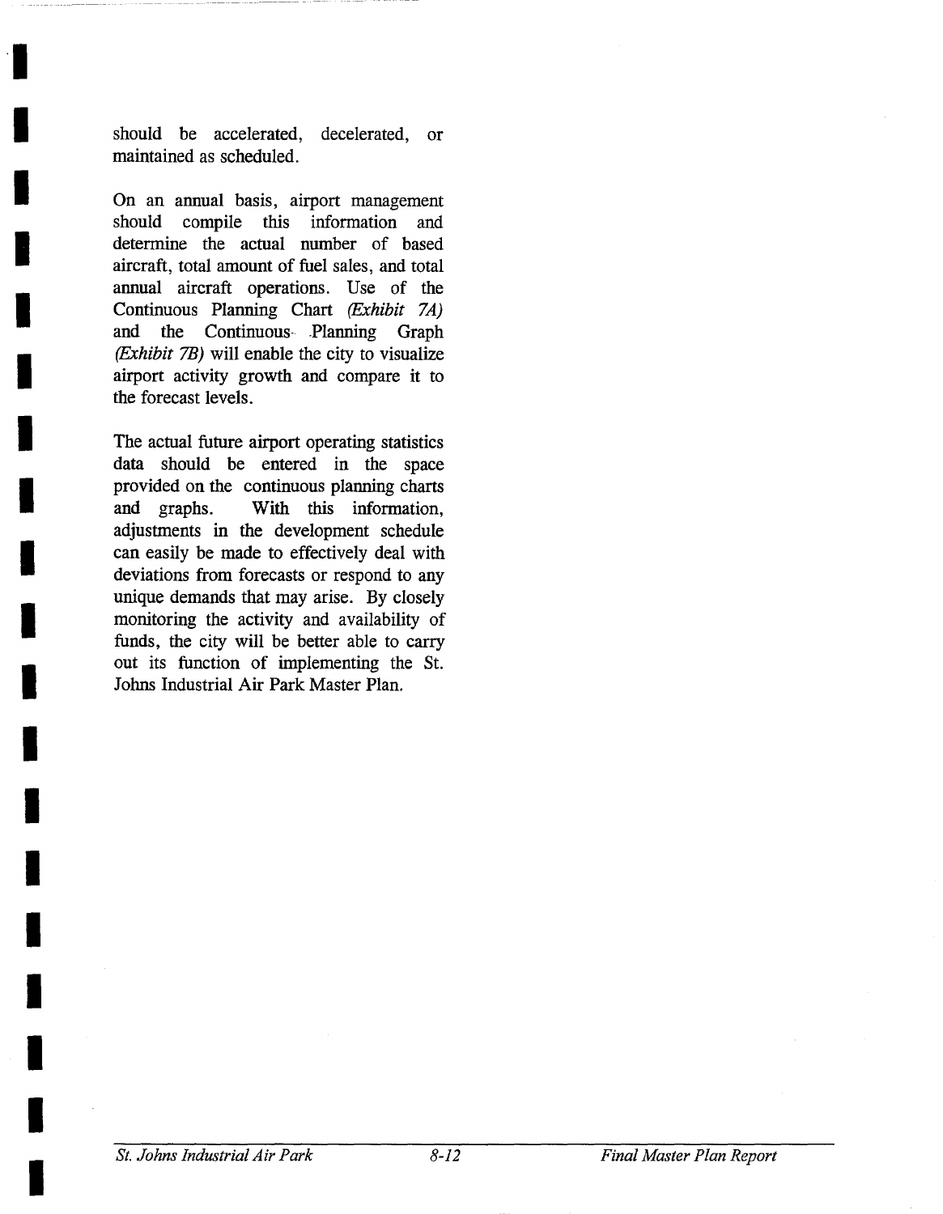should be accelerated, decelerated, or maintained as scheduled.

On an annual basis, airport management should compile this information and determine the actual number of based aircraft, total amount of fuel sales, and total annual aircraft operations. Use of the Continuous Planning Chart *(Exhibit 7A)* and the Continuous Planning Graph *(Exhibit 7B)* will enable the city to visualize airport activity growth and compare it to the forecast levels.

The actual future airport operating statistics data should be entered in the space provided on the continuous planning charts and graphs. With this information, adjustments in the development schedule can easily be made to effectively deal with deviations from forecasts or respond to any unique demands that may arise. By closely monitoring the activity and availability of funds, the city will be better able to carry out its function of implementing the St. Johns Industrial Air Park Master Plan.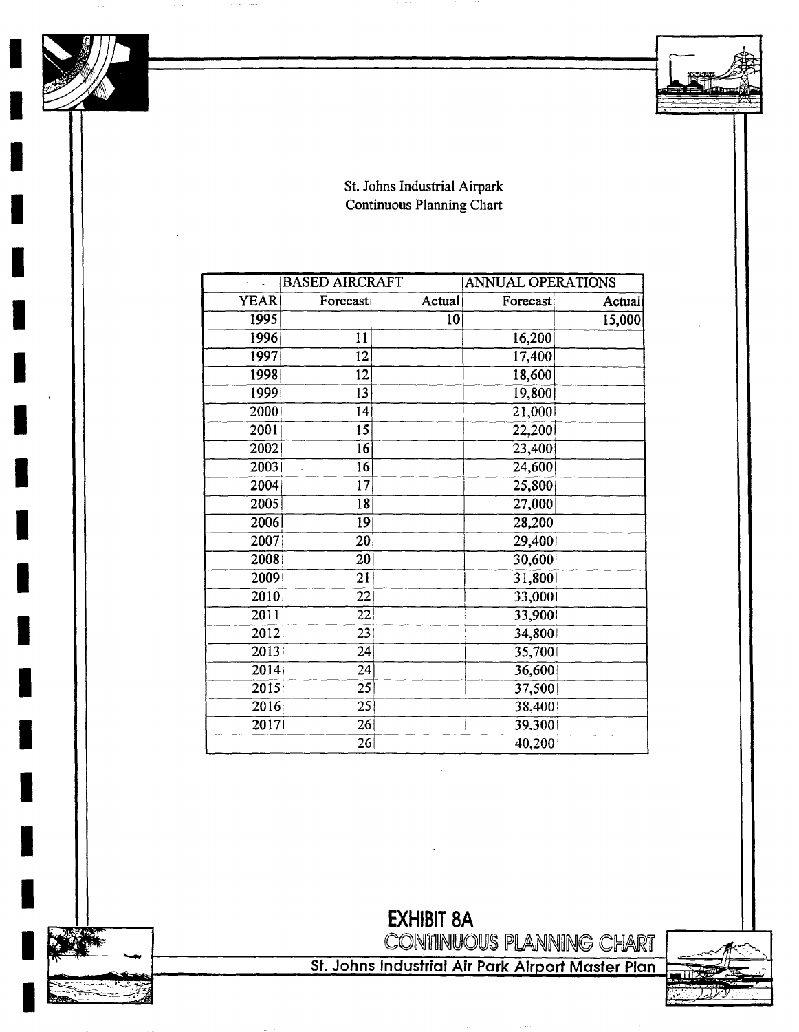St. Johns Industrial Airpark
Continuous Planning Chart

| | BASED AIRCRAFT | | ANNUAL OPERATIONS | |
|---|---|---|---|---|
| YEAR | Forecast | Actual | Forecast | Actual |
| 1995 | | 10 | | 15,000 |
| 1996 | 11 | | 16,200 | |
| 1997 | 12 | | 17,400 | |
| 1998 | 12 | | 18,600 | |
| 1999 | 13 | | 19,800 | |
| 2000 | 14 | | 21,000 | |
| 2001 | 15 | | 22,200 | |
| 2002 | 16 | | 23,400 | |
| 2003 | 16 | | 24,600 | |
| 2004 | 17 | | 25,800 | |
| 2005 | 18 | | 27,000 | |
| 2006 | 19 | | 28,200 | |
| 2007 | 20 | | 29,400 | |
| 2008 | 20 | | 30,600 | |
| 2009 | 21 | | 31,800 | |
| 2010 | 22 | | 33,000 | |
| 2011 | 22 | | 33,900 | |
| 2012 | 23 | | 34,800 | |
| 2013 | 24 | | 35,700 | |
| 2014 | 24 | | 36,600 | |
| 2015 | 25 | | 37,500 | |
| 2016 | 25 | | 38,400 | |
| 2017 | 26 | | 39,300 | |
| | 26 | | 40,200 | |

**EXHIBIT 8A**
**CONTINUOUS PLANNING CHART**
**St. Johns Industrial Air Park Airport Master Plan**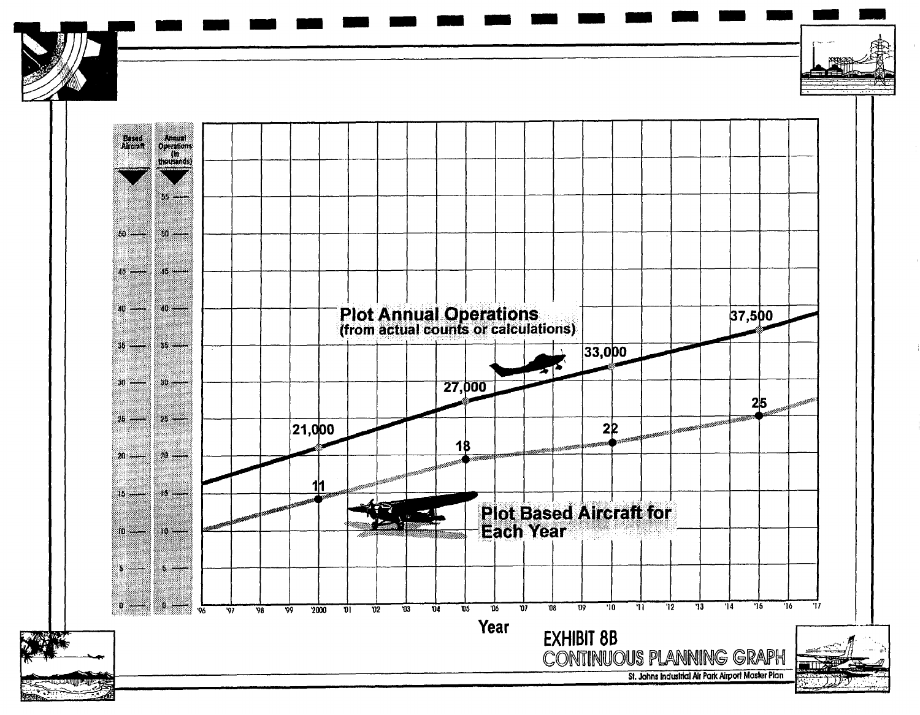Based Aircraft

Annual Operations (in thousands)

55

50

45

40

35

30

25

20

15

10

5

0

Plot Annual Operations
(from actual counts or calculations)

21,000

27,000

33,000

37,500

11

18

22

25

Plot Based Aircraft for Each Year

'96 '97 '98 '99 2000 '01 '02 '03 '04 '05 '06 '07 '08 '09 '10 '11 '12 '13 '14 '15 '16 '17

Year

# EXHIBIT 8B

## CONTINUOUS PLANNING GRAPH

St. Johns Industrial Air Park Airport Master Plan